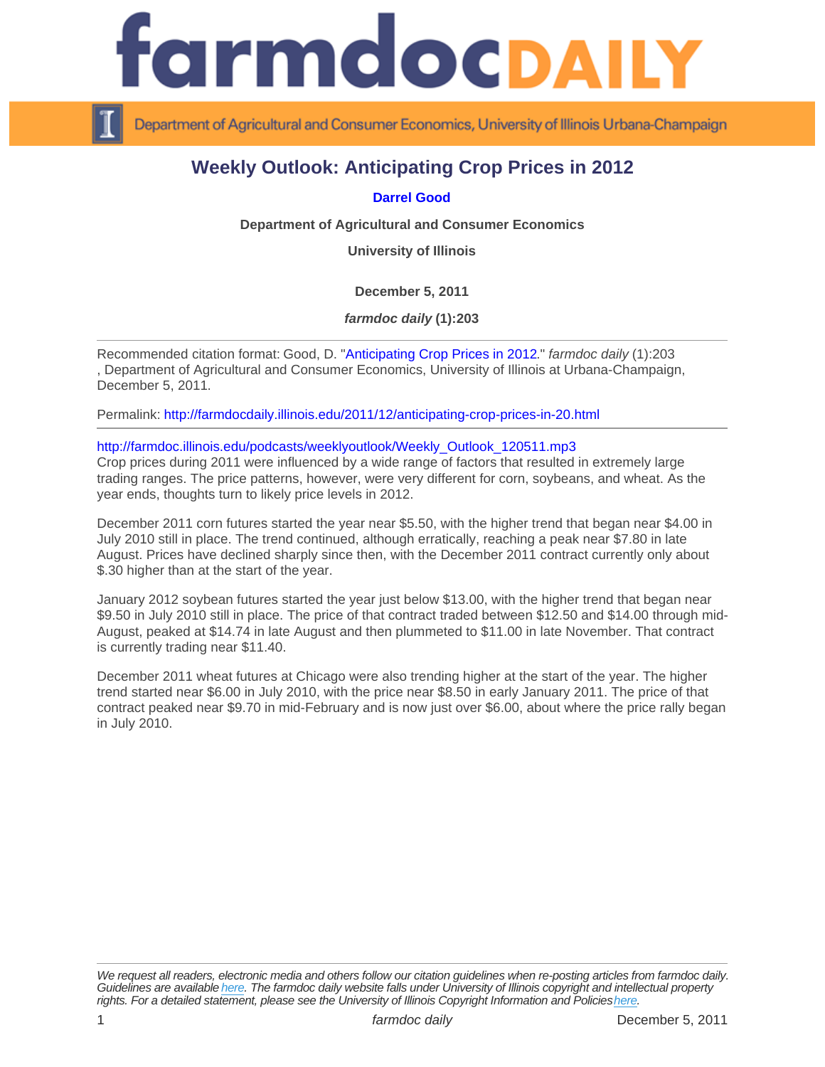# Weekly Outlook: Anticipating Crop Prices in 2012

**Darrel Good**

**Department of Agricultural and Consumer Economics**

**University of Illinois**

**December 5, 2011**

***farmdoc daily*** **(1):203**

---

Recommended citation format: Good, D. "Anticipating Crop Prices in 2012." *farmdoc daily* (1):203, Department of Agricultural and Consumer Economics, University of Illinois at Urbana-Champaign, December 5, 2011.

Permalink: http://farmdocdaily.illinois.edu/2011/12/anticipating-crop-prices-in-20.html

---

http://farmdoc.illinois.edu/podcasts/weeklyoutlook/Weekly_Outlook_120511.mp3

Crop prices during 2011 were influenced by a wide range of factors that resulted in extremely large trading ranges. The price patterns, however, were very different for corn, soybeans, and wheat. As the year ends, thoughts turn to likely price levels in 2012.

December 2011 corn futures started the year near $5.50, with the higher trend that began near $4.00 in July 2010 still in place. The trend continued, although erratically, reaching a peak near $7.80 in late August. Prices have declined sharply since then, with the December 2011 contract currently only about $.30 higher than at the start of the year.

January 2012 soybean futures started the year just below $13.00, with the higher trend that began near $9.50 in July 2010 still in place. The price of that contract traded between $12.50 and $14.00 through mid-August, peaked at $14.74 in late August and then plummeted to $11.00 in late November. That contract is currently trading near $11.40.

December 2011 wheat futures at Chicago were also trending higher at the start of the year. The higher trend started near $6.00 in July 2010, with the price near $8.50 in early January 2011. The price of that contract peaked near $9.70 in mid-February and is now just over $6.00, about where the price rally began in July 2010.

---

*We request all readers, electronic media and others follow our citation guidelines when re-posting articles from farmdoc daily. Guidelines are available here. The farmdoc daily website falls under University of Illinois copyright and intellectual property rights. For a detailed statement, please see the University of Illinois Copyright Information and Policies here.*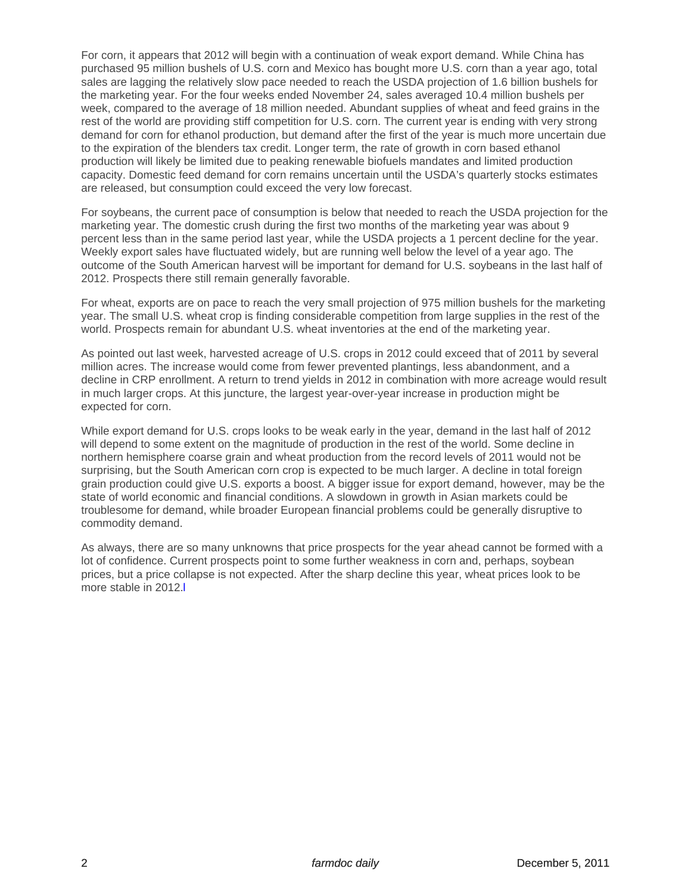For corn, it appears that 2012 will begin with a continuation of weak export demand. While China has purchased 95 million bushels of U.S. corn and Mexico has bought more U.S. corn than a year ago, total sales are lagging the relatively slow pace needed to reach the USDA projection of 1.6 billion bushels for the marketing year. For the four weeks ended November 24, sales averaged 10.4 million bushels per week, compared to the average of 18 million needed. Abundant supplies of wheat and feed grains in the rest of the world are providing stiff competition for U.S. corn. The current year is ending with very strong demand for corn for ethanol production, but demand after the first of the year is much more uncertain due to the expiration of the blenders tax credit. Longer term, the rate of growth in corn based ethanol production will likely be limited due to peaking renewable biofuels mandates and limited production capacity. Domestic feed demand for corn remains uncertain until the USDA's quarterly stocks estimates are released, but consumption could exceed the very low forecast.

For soybeans, the current pace of consumption is below that needed to reach the USDA projection for the marketing year. The domestic crush during the first two months of the marketing year was about 9 percent less than in the same period last year, while the USDA projects a 1 percent decline for the year. Weekly export sales have fluctuated widely, but are running well below the level of a year ago. The outcome of the South American harvest will be important for demand for U.S. soybeans in the last half of 2012. Prospects there still remain generally favorable.

For wheat, exports are on pace to reach the very small projection of 975 million bushels for the marketing year. The small U.S. wheat crop is finding considerable competition from large supplies in the rest of the world. Prospects remain for abundant U.S. wheat inventories at the end of the marketing year.

As pointed out last week, harvested acreage of U.S. crops in 2012 could exceed that of 2011 by several million acres. The increase would come from fewer prevented plantings, less abandonment, and a decline in CRP enrollment. A return to trend yields in 2012 in combination with more acreage would result in much larger crops. At this juncture, the largest year-over-year increase in production might be expected for corn.

While export demand for U.S. crops looks to be weak early in the year, demand in the last half of 2012 will depend to some extent on the magnitude of production in the rest of the world. Some decline in northern hemisphere coarse grain and wheat production from the record levels of 2011 would not be surprising, but the South American corn crop is expected to be much larger. A decline in total foreign grain production could give U.S. exports a boost. A bigger issue for export demand, however, may be the state of world economic and financial conditions. A slowdown in growth in Asian markets could be troublesome for demand, while broader European financial problems could be generally disruptive to commodity demand.

As always, there are so many unknowns that price prospects for the year ahead cannot be formed with a lot of confidence. Current prospects point to some further weakness in corn and, perhaps, soybean prices, but a price collapse is not expected. After the sharp decline this year, wheat prices look to be more stable in 2012.